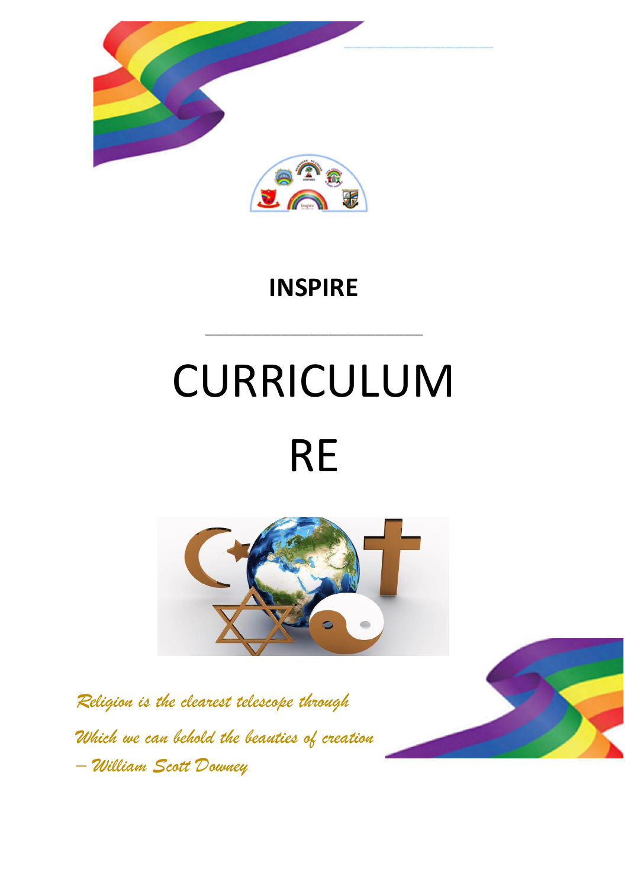# INSPIRE

# CURRICULUM

# RE

*Religion is the clearest telescope through*

*Which we can behold the beauties of creation*

*– William Scott Downey*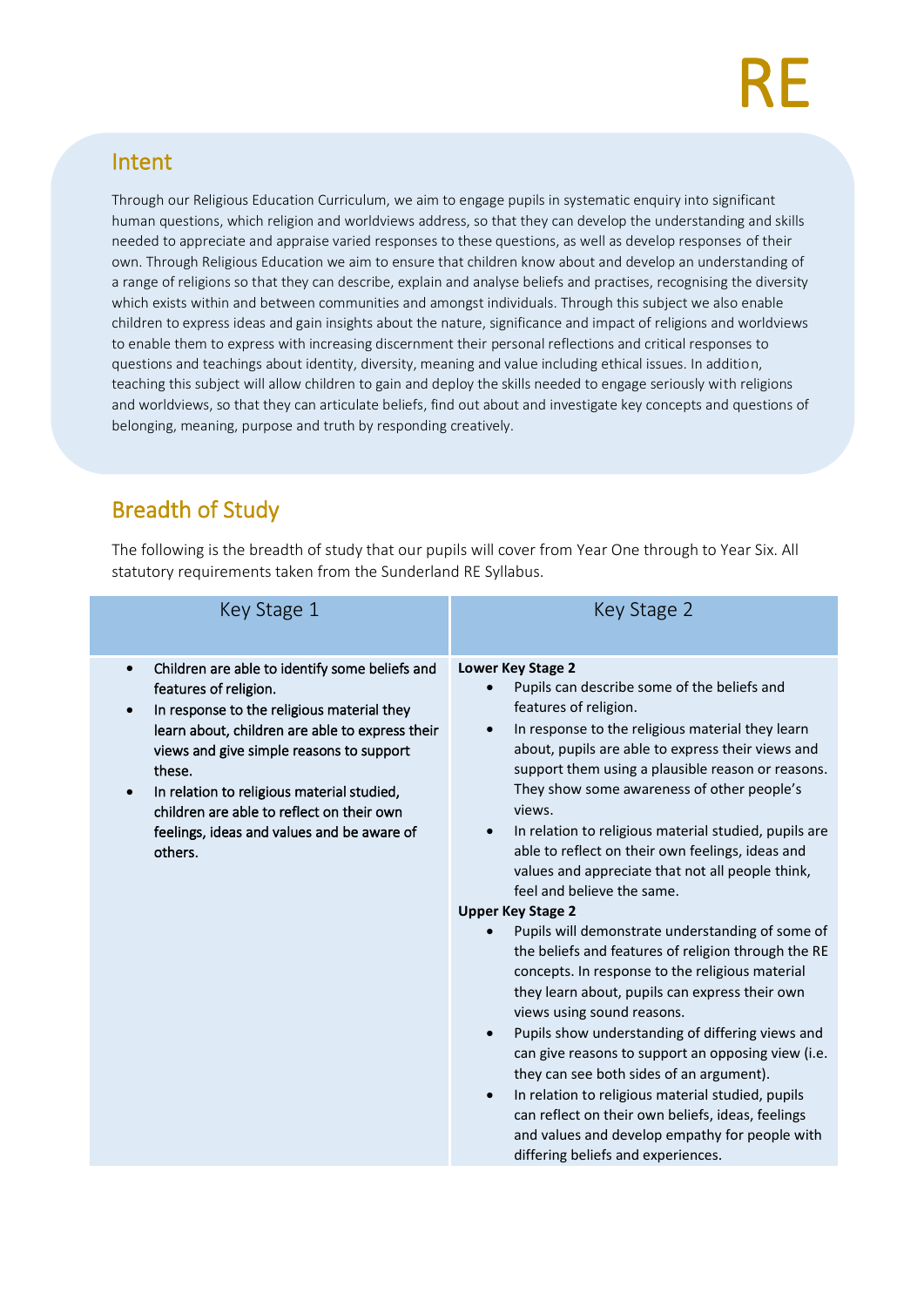# RE

## Intent

Through our Religious Education Curriculum, we aim to engage pupils in systematic enquiry into significant human questions, which religion and worldviews address, so that they can develop the understanding and skills needed to appreciate and appraise varied responses to these questions, as well as develop responses of their own. Through Religious Education we aim to ensure that children know about and develop an understanding of a range of religions so that they can describe, explain and analyse beliefs and practises, recognising the diversity which exists within and between communities and amongst individuals. Through this subject we also enable children to express ideas and gain insights about the nature, significance and impact of religions and worldviews to enable them to express with increasing discernment their personal reflections and critical responses to questions and teachings about identity, diversity, meaning and value including ethical issues. In addition, teaching this subject will allow children to gain and deploy the skills needed to engage seriously with religions and worldviews, so that they can articulate beliefs, find out about and investigate key concepts and questions of belonging, meaning, purpose and truth by responding creatively.

## Breadth of Study

The following is the breadth of study that our pupils will cover from Year One through to Year Six. All statutory requirements taken from the Sunderland RE Syllabus.

| Key Stage 1 | Key Stage 2 |
|---|---|
| • Children are able to identify some beliefs and features of religion.<br>• In response to the religious material they learn about, children are able to express their views and give simple reasons to support these.<br>• In relation to religious material studied, children are able to reflect on their own feelings, ideas and values and be aware of others. | **Lower Key Stage 2**<br>• Pupils can describe some of the beliefs and features of religion.<br>• In response to the religious material they learn about, pupils are able to express their views and support them using a plausible reason or reasons. They show some awareness of other people's views.<br>• In relation to religious material studied, pupils are able to reflect on their own feelings, ideas and values and appreciate that not all people think, feel and believe the same.<br>**Upper Key Stage 2**<br>• Pupils will demonstrate understanding of some of the beliefs and features of religion through the RE concepts. In response to the religious material they learn about, pupils can express their own views using sound reasons.<br>• Pupils show understanding of differing views and can give reasons to support an opposing view (i.e. they can see both sides of an argument).<br>• In relation to religious material studied, pupils can reflect on their own beliefs, ideas, feelings and values and develop empathy for people with differing beliefs and experiences. |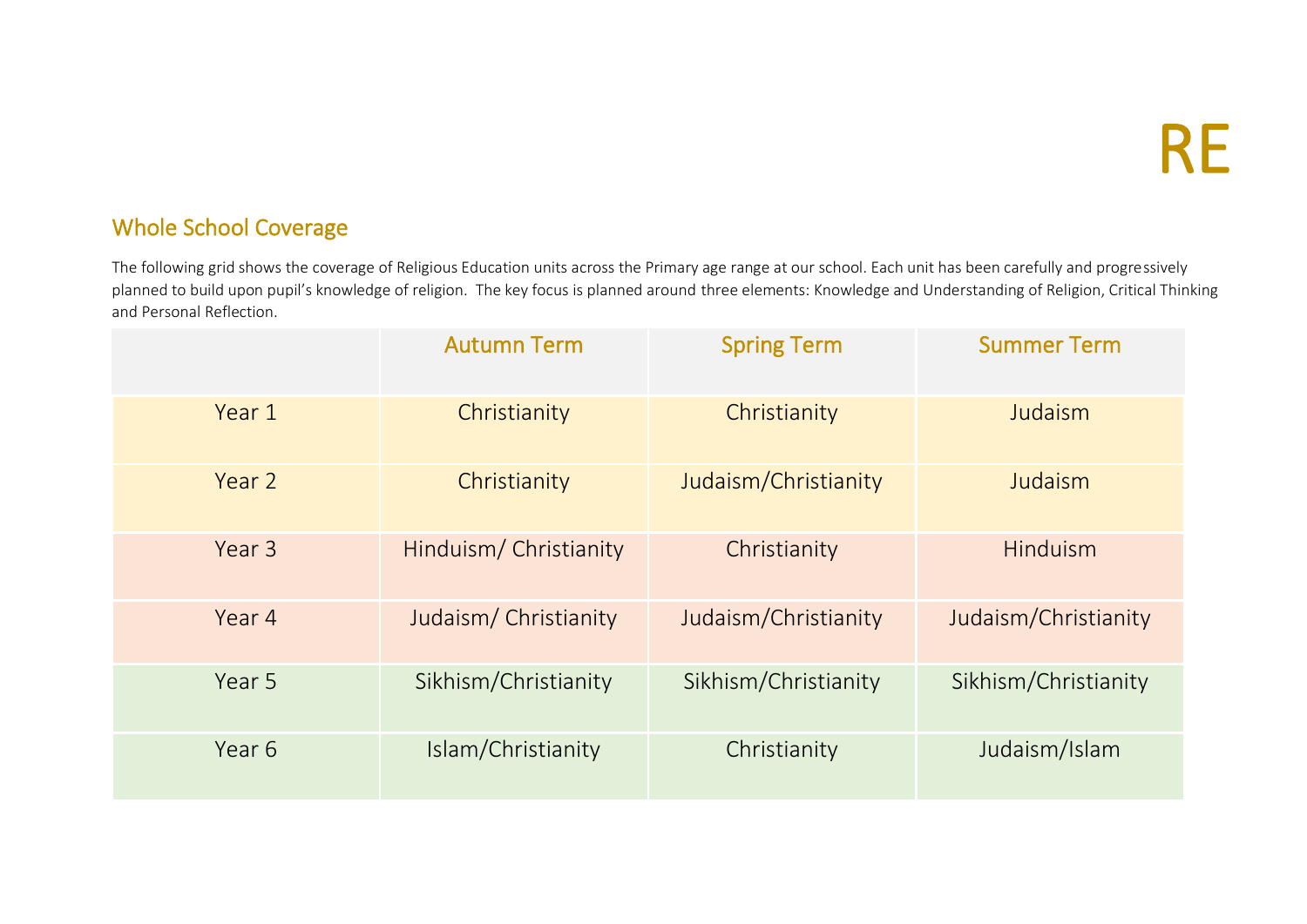# RE

## Whole School Coverage

The following grid shows the coverage of Religious Education units across the Primary age range at our school. Each unit has been carefully and progressively planned to build upon pupil's knowledge of religion. The key focus is planned around three elements: Knowledge and Understanding of Religion, Critical Thinking and Personal Reflection.

| | Autumn Term | Spring Term | Summer Term |
|---|---|---|---|
| Year 1 | Christianity | Christianity | Judaism |
| Year 2 | Christianity | Judaism/Christianity | Judaism |
| Year 3 | Hinduism/ Christianity | Christianity | Hinduism |
| Year 4 | Judaism/ Christianity | Judaism/Christianity | Judaism/Christianity |
| Year 5 | Sikhism/Christianity | Sikhism/Christianity | Sikhism/Christianity |
| Year 6 | Islam/Christianity | Christianity | Judaism/Islam |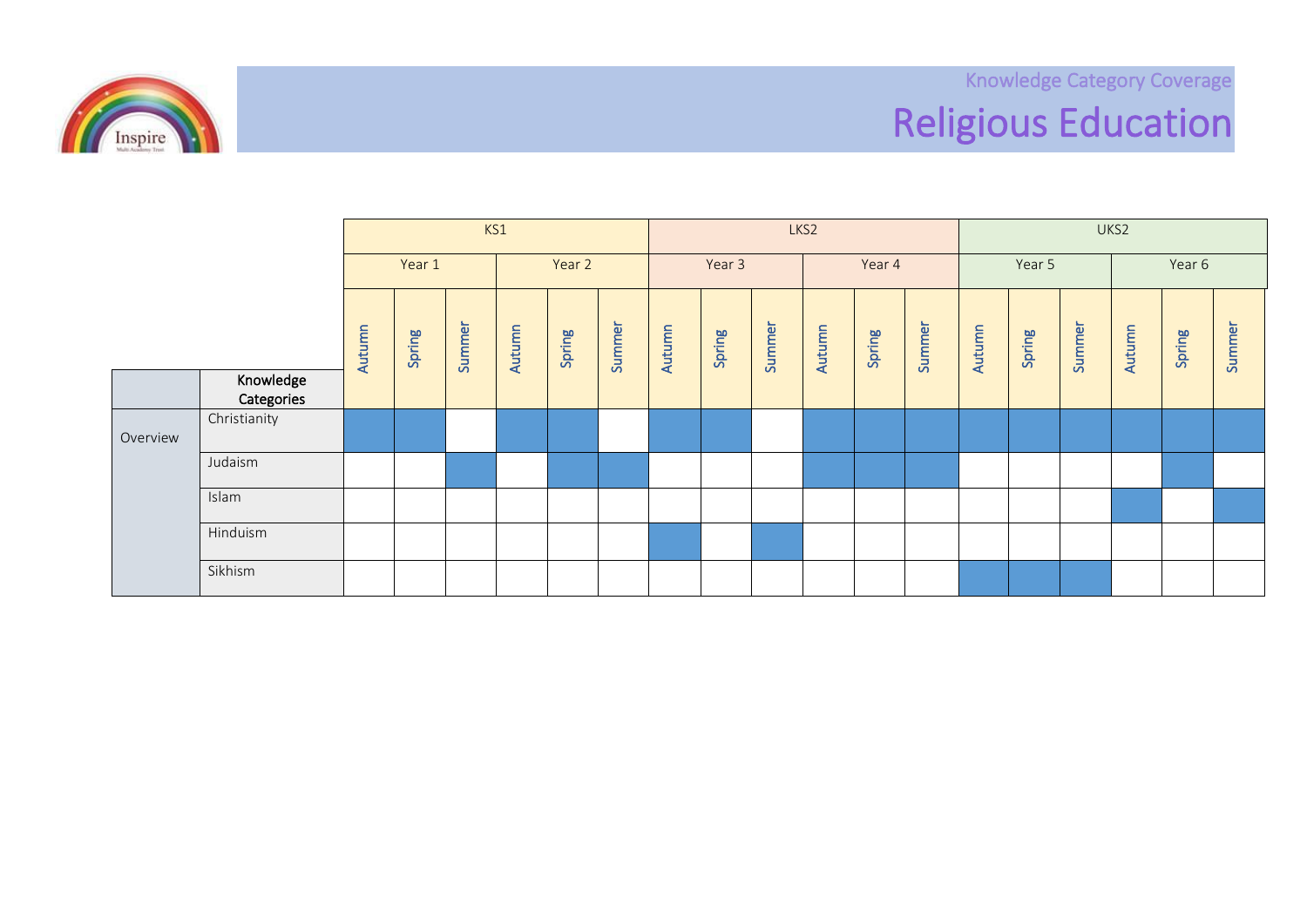Knowledge Category Coverage

# Religious Education

| | | KS1 | | | | | | LKS2 | | | | | | UKS2 | | | | | |
|---|---|---|---|---|---|---|---|---|---|---|---|---|---|---|---|---|---|---|---|
| | | Year 1 | | | Year 2 | | | Year 3 | | | Year 4 | | | Year 5 | | | Year 6 | | |
| | **Knowledge Categories** | Autumn | Spring | Summer | Autumn | Spring | Summer | Autumn | Spring | Summer | Autumn | Spring | Summer | Autumn | Spring | Summer | Autumn | Spring | Summer |
| Overview | Christianity | ■ | ■ | | ■ | ■ | | ■ | ■ | | ■ | ■ | ■ | ■ | ■ | ■ | ■ | ■ | ■ |
| | Judaism | | | ■ | | ■ | ■ | | | | ■ | ■ | ■ | | | | | ■ | |
| | Islam | | | | | | | | | | | | | | | | ■ | | ■ |
| | Hinduism | | | | | | | ■ | | ■ | | | | | | | | | |
| | Sikhism | | | | | | | | | | | | | ■ | ■ | ■ | | | |